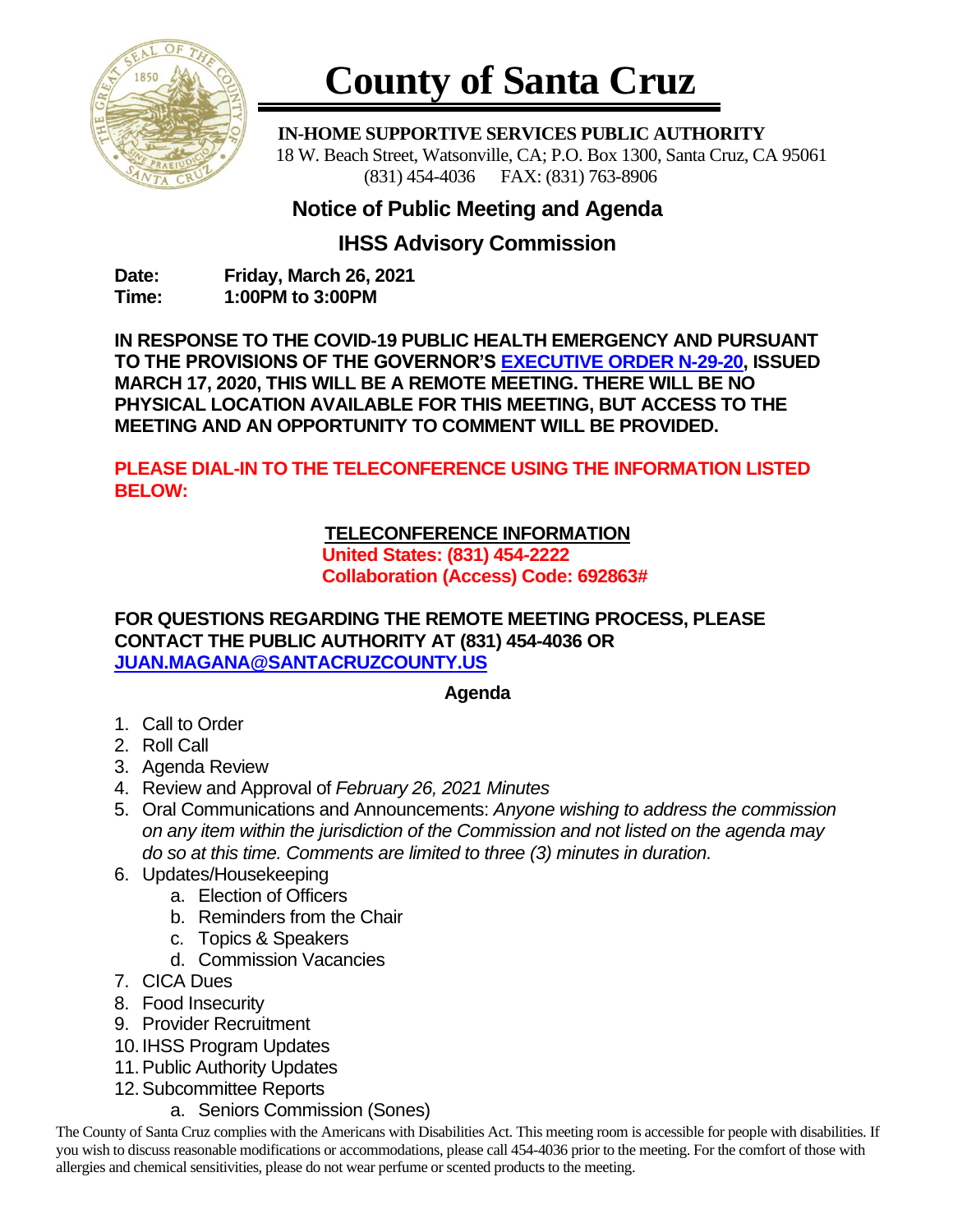# County of Santa Cruz

**IN-HOME SUPPORTIVE SERVICES PUBLIC AUTHORITY**
18 W. Beach Street, Watsonville, CA; P.O. Box 1300, Santa Cruz, CA 95061
(831) 454-4036 FAX: (831) 763-8906

## Notice of Public Meeting and Agenda

## IHSS Advisory Commission

**Date:** **Friday, March 26, 2021**
**Time:** **1:00PM to 3:00PM**

**IN RESPONSE TO THE COVID-19 PUBLIC HEALTH EMERGENCY AND PURSUANT TO THE PROVISIONS OF THE GOVERNOR'S EXECUTIVE ORDER N-29-20, ISSUED MARCH 17, 2020, THIS WILL BE A REMOTE MEETING. THERE WILL BE NO PHYSICAL LOCATION AVAILABLE FOR THIS MEETING, BUT ACCESS TO THE MEETING AND AN OPPORTUNITY TO COMMENT WILL BE PROVIDED.**

**PLEASE DIAL-IN TO THE TELECONFERENCE USING THE INFORMATION LISTED BELOW:**

**TELECONFERENCE INFORMATION**
**United States: (831) 454-2222**
**Collaboration (Access) Code: 692863#**

**FOR QUESTIONS REGARDING THE REMOTE MEETING PROCESS, PLEASE CONTACT THE PUBLIC AUTHORITY AT (831) 454-4036 OR JUAN.MAGANA@SANTACRUZCOUNTY.US**

**Agenda**

1. Call to Order
2. Roll Call
3. Agenda Review
4. Review and Approval of *February 26, 2021 Minutes*
5. Oral Communications and Announcements: *Anyone wishing to address the commission on any item within the jurisdiction of the Commission and not listed on the agenda may do so at this time. Comments are limited to three (3) minutes in duration.*
6. Updates/Housekeeping
   a. Election of Officers
   b. Reminders from the Chair
   c. Topics & Speakers
   d. Commission Vacancies
7. CICA Dues
8. Food Insecurity
9. Provider Recruitment
10. IHSS Program Updates
11. Public Authority Updates
12. Subcommittee Reports
    a. Seniors Commission (Sones)

The County of Santa Cruz complies with the Americans with Disabilities Act. This meeting room is accessible for people with disabilities. If you wish to discuss reasonable modifications or accommodations, please call 454-4036 prior to the meeting. For the comfort of those with allergies and chemical sensitivities, please do not wear perfume or scented products to the meeting.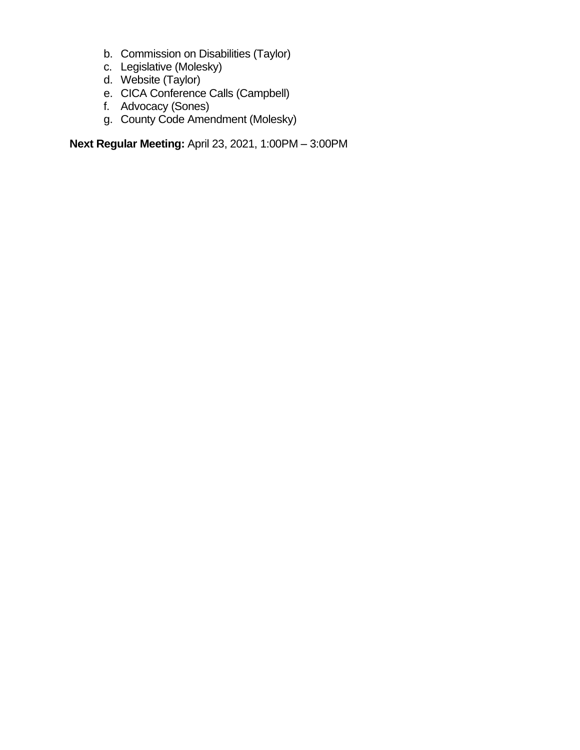b. Commission on Disabilities (Taylor)
c. Legislative (Molesky)
d. Website (Taylor)
e. CICA Conference Calls (Campbell)
f. Advocacy (Sones)
g. County Code Amendment (Molesky)

**Next Regular Meeting:** April 23, 2021, 1:00PM – 3:00PM